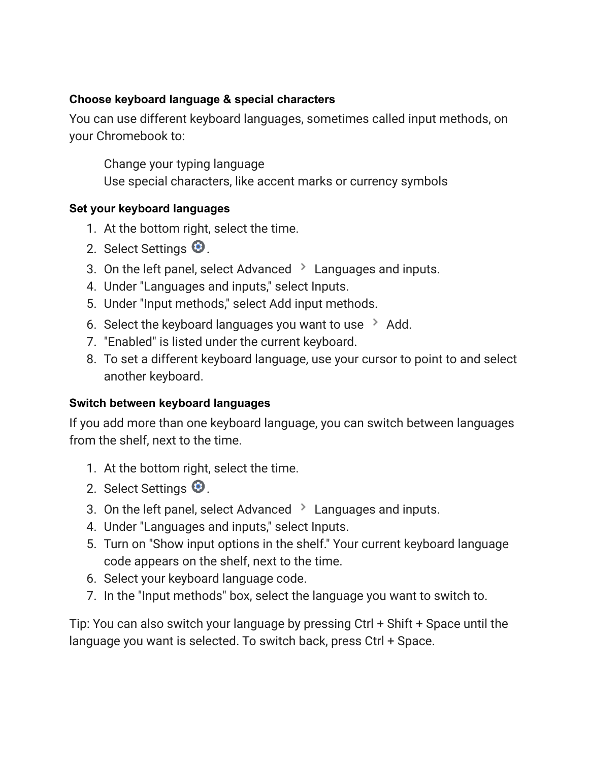### Choose keyboard language & special characters

You can use different keyboard languages, sometimes called input methods, on your Chromebook to:

- Change your typing language
- Use special characters, like accent marks or currency symbols

#### Set your keyboard languages

1. At the bottom right, select the time.
2. Select Settings ⚙.
3. On the left panel, select Advanced › Languages and inputs.
4. Under "Languages and inputs," select Inputs.
5. Under "Input methods," select Add input methods.
6. Select the keyboard languages you want to use › Add.
7. "Enabled" is listed under the current keyboard.
8. To set a different keyboard language, use your cursor to point to and select another keyboard.

#### Switch between keyboard languages

If you add more than one keyboard language, you can switch between languages from the shelf, next to the time.

1. At the bottom right, select the time.
2. Select Settings ⚙.
3. On the left panel, select Advanced › Languages and inputs.
4. Under "Languages and inputs," select Inputs.
5. Turn on "Show input options in the shelf." Your current keyboard language code appears on the shelf, next to the time.
6. Select your keyboard language code.
7. In the "Input methods" box, select the language you want to switch to.

Tip: You can also switch your language by pressing Ctrl + Shift + Space until the language you want is selected. To switch back, press Ctrl + Space.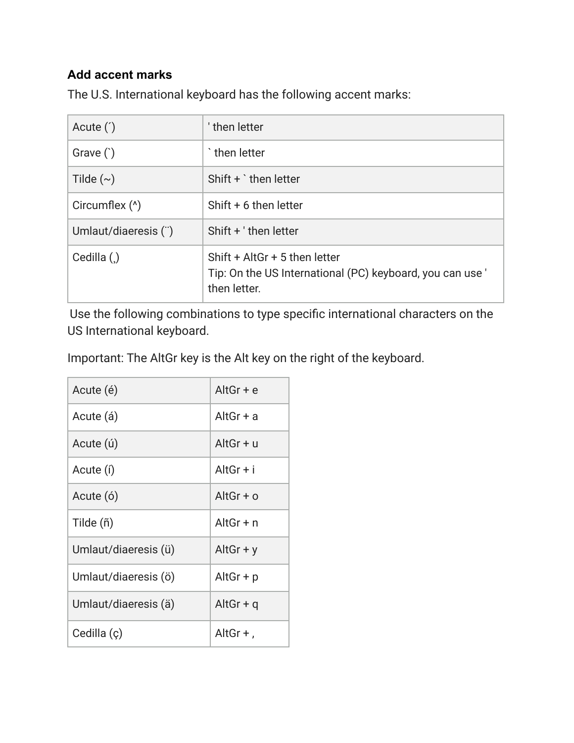**Add accent marks**

The U.S. International keyboard has the following accent marks:

| | |
|---|---|
| Acute (´) | ' then letter |
| Grave (`) | ` then letter |
| Tilde (~) | Shift + ` then letter |
| Circumflex (^) | Shift + 6 then letter |
| Umlaut/diaeresis (¨) | Shift + ' then letter |
| Cedilla (¸) | Shift + AltGr + 5 then letter<br>Tip: On the US International (PC) keyboard, you can use ' then letter. |

Use the following combinations to type specific international characters on the US International keyboard.

Important: The AltGr key is the Alt key on the right of the keyboard.

| | |
|---|---|
| Acute (é) | AltGr + e |
| Acute (á) | AltGr + a |
| Acute (ú) | AltGr + u |
| Acute (í) | AltGr + i |
| Acute (ó) | AltGr + o |
| Tilde (ñ) | AltGr + n |
| Umlaut/diaeresis (ü) | AltGr + y |
| Umlaut/diaeresis (ö) | AltGr + p |
| Umlaut/diaeresis (ä) | AltGr + q |
| Cedilla (ç) | AltGr + , |